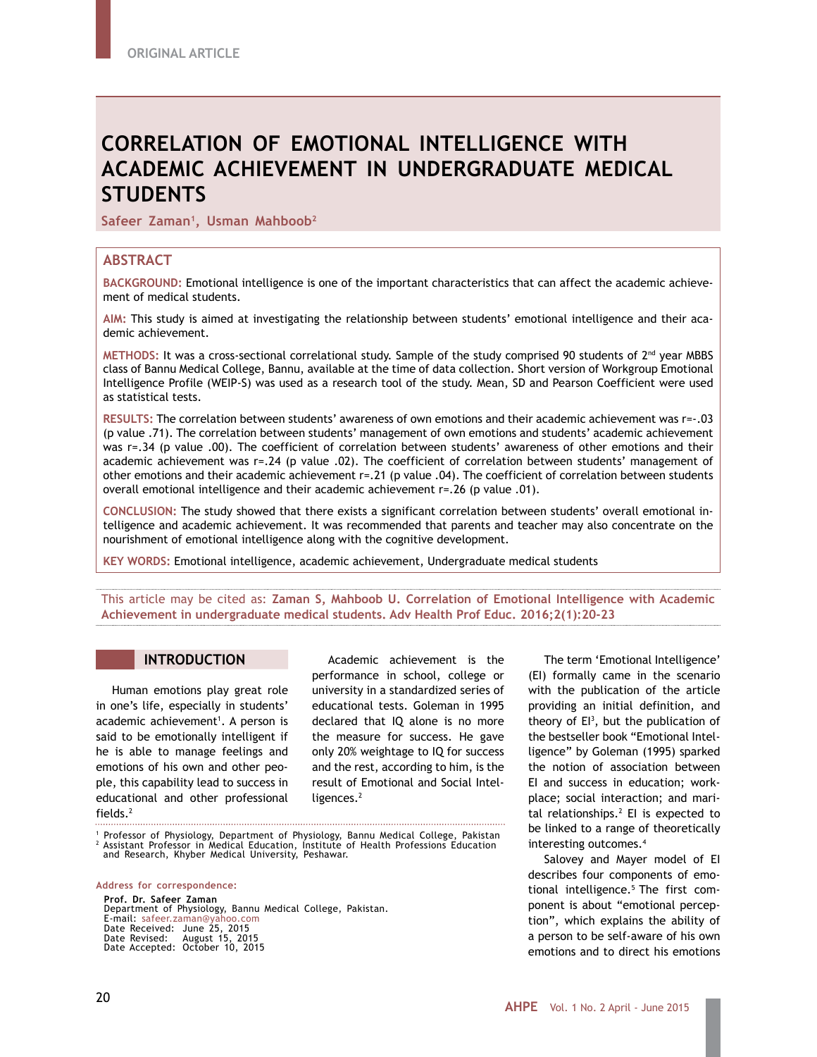ORIGINAL ARTICLE

# CORRELATION OF EMOTIONAL INTELLIGENCE WITH ACADEMIC ACHIEVEMENT IN UNDERGRADUATE MEDICAL STUDENTS

**Safeer Zaman[1], Usman Mahboob[2]**

## ABSTRACT

**BACKGROUND:** Emotional intelligence is one of the important characteristics that can affect the academic achievement of medical students.

**AIM:** This study is aimed at investigating the relationship between students' emotional intelligence and their academic achievement.

**METHODS:** It was a cross-sectional correlational study. Sample of the study comprised 90 students of 2nd year MBBS class of Bannu Medical College, Bannu, available at the time of data collection. Short version of Workgroup Emotional Intelligence Profile (WEIP-S) was used as a research tool of the study. Mean, SD and Pearson Coefficient were used as statistical tests.

**RESULTS:** The correlation between students' awareness of own emotions and their academic achievement was r=-.03 (p value .71). The correlation between students' management of own emotions and students' academic achievement was r=.34 (p value .00). The coefficient of correlation between students' awareness of other emotions and their academic achievement was r=.24 (p value .02). The coefficient of correlation between students' management of other emotions and their academic achievement r=.21 (p value .04). The coefficient of correlation between students overall emotional intelligence and their academic achievement r=.26 (p value .01).

**CONCLUSION:** The study showed that there exists a significant correlation between students' overall emotional intelligence and academic achievement. It was recommended that parents and teacher may also concentrate on the nourishment of emotional intelligence along with the cognitive development.

**KEY WORDS:** Emotional intelligence, academic achievement, Undergraduate medical students

This article may be cited as: **Zaman S, Mahboob U. Correlation of Emotional Intelligence with Academic Achievement in undergraduate medical students. Adv Health Prof Educ. 2016;2(1):20-23**

## INTRODUCTION

Human emotions play great role in one's life, especially in students' academic achievement[1]. A person is said to be emotionally intelligent if he is able to manage feelings and emotions of his own and other people, this capability lead to success in educational and other professional fields.[2]

Academic achievement is the performance in school, college or university in a standardized series of educational tests. Goleman in 1995 declared that IQ alone is no more the measure for success. He gave only 20% weightage to IQ for success and the rest, according to him, is the result of Emotional and Social Intelligences.[2]

The term 'Emotional Intelligence' (EI) formally came in the scenario with the publication of the article providing an initial definition, and theory of EI[3], but the publication of the bestseller book "Emotional Intelligence" by Goleman (1995) sparked the notion of association between EI and success in education; workplace; social interaction; and marital relationships.[2] EI is expected to be linked to a range of theoretically interesting outcomes.[4]

Salovey and Mayer model of EI describes four components of emotional intelligence.[5] The first component is about "emotional perception", which explains the ability of a person to be self-aware of his own emotions and to direct his emotions

---

[1] Professor of Physiology, Department of Physiology, Bannu Medical College, Pakistan
[2] Assistant Professor in Medical Education, Institute of Health Professions Education and Research, Khyber Medical University, Peshawar.

Address for correspondence:
**Prof. Dr. Safeer Zaman**
Department of Physiology, Bannu Medical College, Pakistan.
E-mail: safeer.zaman@yahoo.com
Date Received: June 25, 2015
Date Revised: August 15, 2015
Date Accepted: October 10, 2015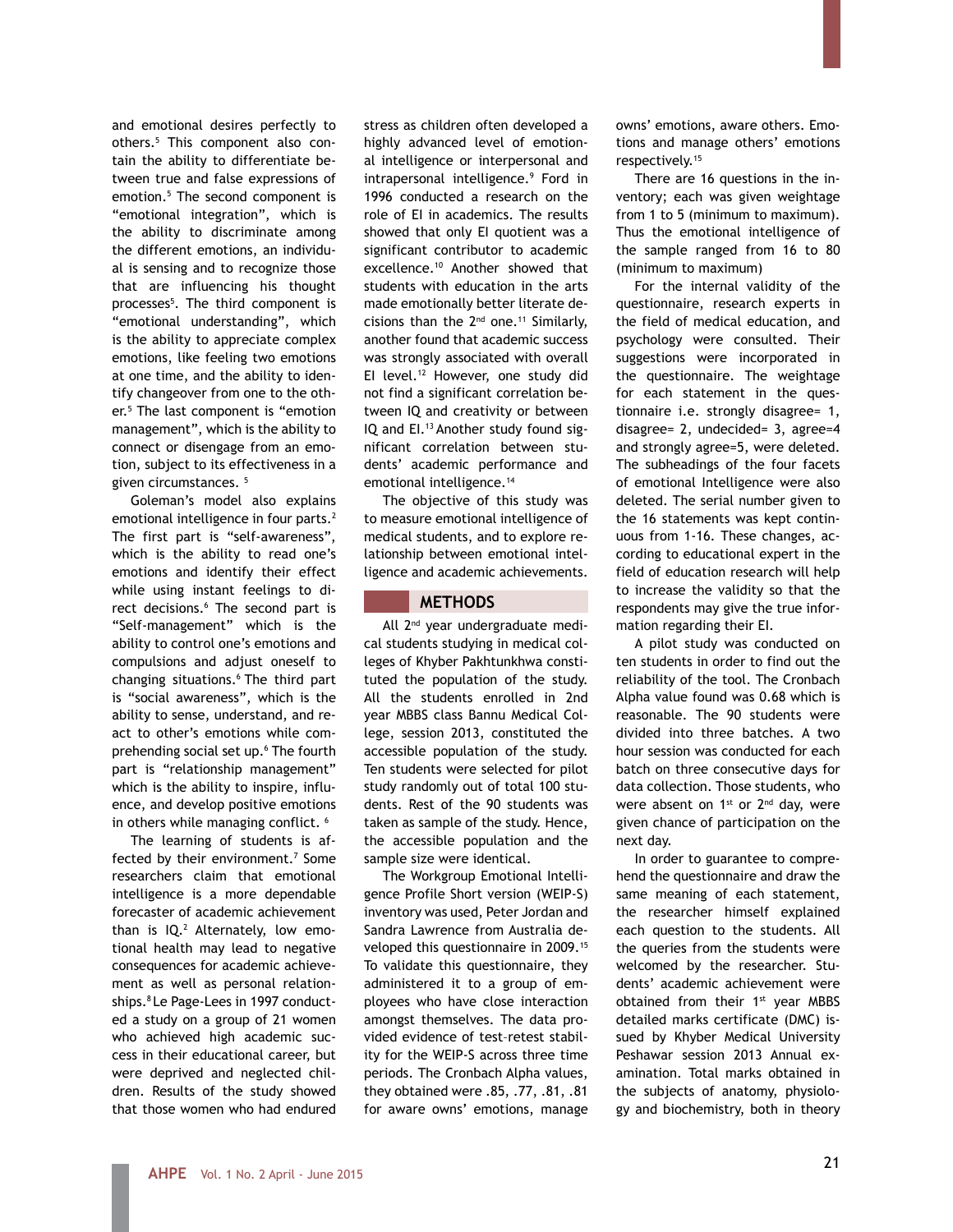and emotional desires perfectly to others.[5] This component also contain the ability to differentiate between true and false expressions of emotion.[5] The second component is "emotional integration", which is the ability to discriminate among the different emotions, an individual is sensing and to recognize those that are influencing his thought processes[5]. The third component is "emotional understanding", which is the ability to appreciate complex emotions, like feeling two emotions at one time, and the ability to identify changeover from one to the other.[5] The last component is "emotion management", which is the ability to connect or disengage from an emotion, subject to its effectiveness in a given circumstances. [5]

Goleman's model also explains emotional intelligence in four parts.[2] The first part is "self-awareness", which is the ability to read one's emotions and identify their effect while using instant feelings to direct decisions.[6] The second part is "Self-management" which is the ability to control one's emotions and compulsions and adjust oneself to changing situations.[6] The third part is "social awareness", which is the ability to sense, understand, and react to other's emotions while comprehending social set up.[6] The fourth part is "relationship management" which is the ability to inspire, influence, and develop positive emotions in others while managing conflict. [6]

The learning of students is affected by their environment.[7] Some researchers claim that emotional intelligence is a more dependable forecaster of academic achievement than is IQ.[2] Alternately, low emotional health may lead to negative consequences for academic achievement as well as personal relationships.[8] Le Page-Lees in 1997 conducted a study on a group of 21 women who achieved high academic success in their educational career, but were deprived and neglected children. Results of the study showed that those women who had endured stress as children often developed a highly advanced level of emotional intelligence or interpersonal and intrapersonal intelligence.[9] Ford in 1996 conducted a research on the role of EI in academics. The results showed that only EI quotient was a significant contributor to academic excellence.[10] Another showed that students with education in the arts made emotionally better literate decisions than the 2nd one.[11] Similarly, another found that academic success was strongly associated with overall EI level.[12] However, one study did not find a significant correlation between IQ and creativity or between IQ and EI.[13] Another study found significant correlation between students' academic performance and emotional intelligence.[14]

The objective of this study was to measure emotional intelligence of medical students, and to explore relationship between emotional intelligence and academic achievements.

## METHODS

All 2nd year undergraduate medical students studying in medical colleges of Khyber Pakhtunkhwa constituted the population of the study. All the students enrolled in 2nd year MBBS class Bannu Medical College, session 2013, constituted the accessible population of the study. Ten students were selected for pilot study randomly out of total 100 students. Rest of the 90 students was taken as sample of the study. Hence, the accessible population and the sample size were identical.

The Workgroup Emotional Intelligence Profile Short version (WEIP-S) inventory was used, Peter Jordan and Sandra Lawrence from Australia developed this questionnaire in 2009.[15] To validate this questionnaire, they administered it to a group of employees who have close interaction amongst themselves. The data provided evidence of test–retest stability for the WEIP-S across three time periods. The Cronbach Alpha values, they obtained were .85, .77, .81, .81 for aware owns' emotions, manage owns' emotions, aware others. Emotions and manage others' emotions respectively.[15]

There are 16 questions in the inventory; each was given weightage from 1 to 5 (minimum to maximum). Thus the emotional intelligence of the sample ranged from 16 to 80 (minimum to maximum)

For the internal validity of the questionnaire, research experts in the field of medical education, and psychology were consulted. Their suggestions were incorporated in the questionnaire. The weightage for each statement in the questionnaire i.e. strongly disagree= 1, disagree= 2, undecided= 3, agree=4 and strongly agree=5, were deleted. The subheadings of the four facets of emotional Intelligence were also deleted. The serial number given to the 16 statements was kept continuous from 1-16. These changes, according to educational expert in the field of education research will help to increase the validity so that the respondents may give the true information regarding their EI.

A pilot study was conducted on ten students in order to find out the reliability of the tool. The Cronbach Alpha value found was 0.68 which is reasonable. The 90 students were divided into three batches. A two hour session was conducted for each batch on three consecutive days for data collection. Those students, who were absent on 1st or 2nd day, were given chance of participation on the next day.

In order to guarantee to comprehend the questionnaire and draw the same meaning of each statement, the researcher himself explained each question to the students. All the queries from the students were welcomed by the researcher. Students' academic achievement were obtained from their 1st year MBBS detailed marks certificate (DMC) issued by Khyber Medical University Peshawar session 2013 Annual examination. Total marks obtained in the subjects of anatomy, physiology and biochemistry, both in theory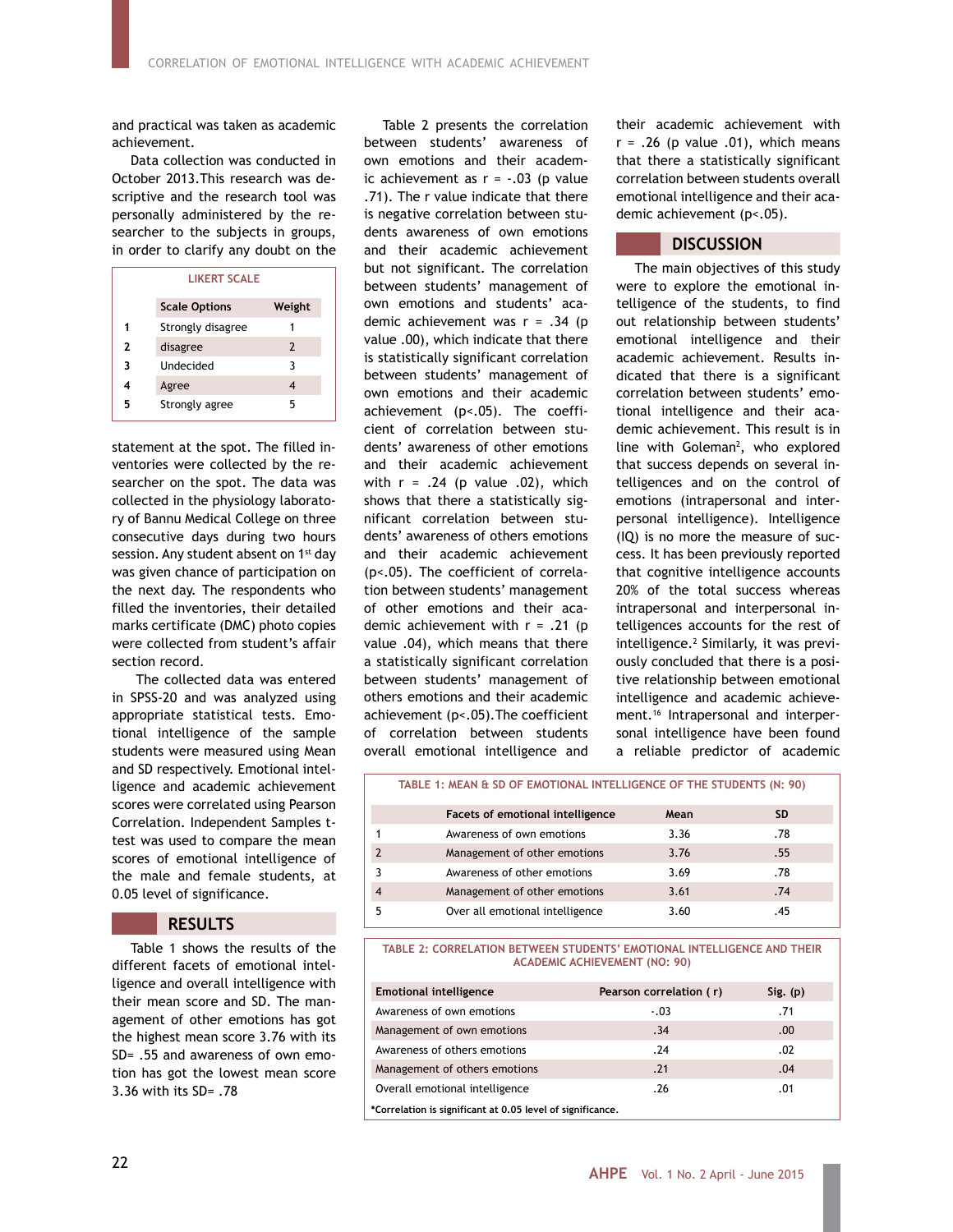and practical was taken as academic achievement.

Data collection was conducted in October 2013.This research was descriptive and the research tool was personally administered by the researcher to the subjects in groups, in order to clarify any doubt on the statement at the spot. The filled inventories were collected by the researcher on the spot. The data was collected in the physiology laboratory of Bannu Medical College on three consecutive days during two hours session. Any student absent on 1st day was given chance of participation on the next day. The respondents who filled the inventories, their detailed marks certificate (DMC) photo copies were collected from student's affair section record.

**LIKERT SCALE**

| | Scale Options | Weight |
|---|---|---|
| 1 | Strongly disagree | 1 |
| 2 | disagree | 2 |
| 3 | Undecided | 3 |
| 4 | Agree | 4 |
| 5 | Strongly agree | 5 |

The collected data was entered in SPSS-20 and was analyzed using appropriate statistical tests. Emotional intelligence of the sample students were measured using Mean and SD respectively. Emotional intelligence and academic achievement scores were correlated using Pearson Correlation. Independent Samples t-test was used to compare the mean scores of emotional intelligence of the male and female students, at 0.05 level of significance.

## RESULTS

Table 1 shows the results of the different facets of emotional intelligence and overall intelligence with their mean score and SD. The management of other emotions has got the highest mean score 3.76 with its SD= .55 and awareness of own emotion has got the lowest mean score 3.36 with its SD= .78

Table 2 presents the correlation between students' awareness of own emotions and their academic achievement as r = -.03 (p value .71). The r value indicate that there is negative correlation between students awareness of own emotions and their academic achievement but not significant. The correlation between students' management of own emotions and students' academic achievement was r = .34 (p value .00), which indicate that there is statistically significant correlation between students' management of own emotions and their academic achievement (p<.05). The coefficient of correlation between students' awareness of other emotions and their academic achievement with r = .24 (p value .02), which shows that there a statistically significant correlation between students' awareness of others emotions and their academic achievement (p<.05). The coefficient of correlation between students' management of other emotions and their academic achievement with r = .21 (p value .04), which means that there a statistically significant correlation between students' management of others emotions and their academic achievement (p<.05).The coefficient of correlation between students overall emotional intelligence and their academic achievement with r = .26 (p value .01), which means that there a statistically significant correlation between students overall emotional intelligence and their academic achievement (p<.05).

## DISCUSSION

The main objectives of this study were to explore the emotional intelligence of the students, to find out relationship between students' emotional intelligence and their academic achievement. Results indicated that there is a significant correlation between students' emotional intelligence and their academic achievement. This result is in line with Goleman[2], who explored that success depends on several intelligences and on the control of emotions (intrapersonal and interpersonal intelligence). Intelligence (IQ) is no more the measure of success. It has been previously reported that cognitive intelligence accounts 20% of the total success whereas intrapersonal and interpersonal intelligences accounts for the rest of intelligence.[2] Similarly, it was previously concluded that there is a positive relationship between emotional intelligence and academic achievement.[16] Intrapersonal and interpersonal intelligence have been found a reliable predictor of academic

**TABLE 1: MEAN & SD OF EMOTIONAL INTELLIGENCE OF THE STUDENTS (N: 90)**

| | Facets of emotional intelligence | Mean | SD |
|---|---|---|---|
| 1 | Awareness of own emotions | 3.36 | .78 |
| 2 | Management of other emotions | 3.76 | .55 |
| 3 | Awareness of other emotions | 3.69 | .78 |
| 4 | Management of other emotions | 3.61 | .74 |
| 5 | Over all emotional intelligence | 3.60 | .45 |

**TABLE 2: CORRELATION BETWEEN STUDENTS' EMOTIONAL INTELLIGENCE AND THEIR ACADEMIC ACHIEVEMENT (NO: 90)**

| Emotional intelligence | Pearson correlation ( r) | Sig. (p) |
|---|---|---|
| Awareness of own emotions | -.03 | .71 |
| Management of own emotions | .34 | .00 |
| Awareness of others emotions | .24 | .02 |
| Management of others emotions | .21 | .04 |
| Overall emotional intelligence | .26 | .01 |

*Correlation is significant at 0.05 level of significance.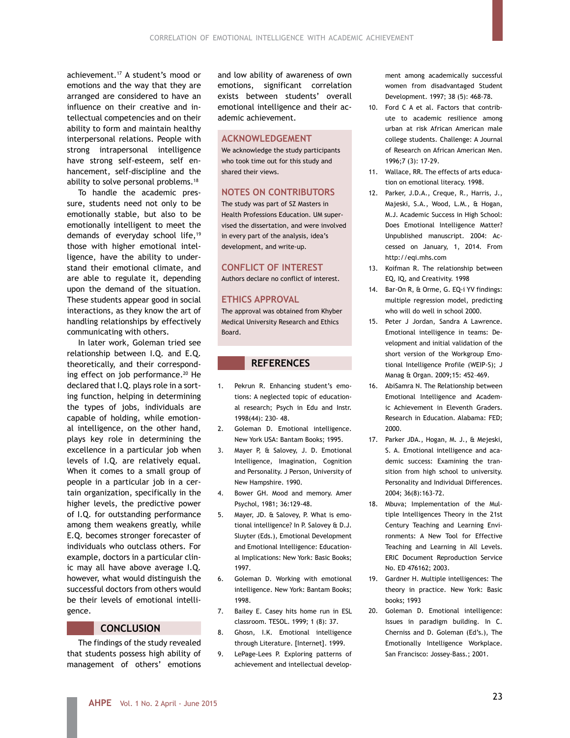achievement.[17] A student's mood or emotions and the way that they are arranged are considered to have an influence on their creative and intellectual competencies and on their ability to form and maintain healthy interpersonal relations. People with strong intrapersonal intelligence have strong self-esteem, self enhancement, self-discipline and the ability to solve personal problems.[18]

To handle the academic pressure, students need not only to be emotionally stable, but also to be emotionally intelligent to meet the demands of everyday school life,[19] those with higher emotional intelligence, have the ability to understand their emotional climate, and are able to regulate it, depending upon the demand of the situation. These students appear good in social interactions, as they know the art of handling relationships by effectively communicating with others.

In later work, Goleman tried see relationship between I.Q. and E.Q. theoretically, and their corresponding effect on job performance.[20] He declared that I.Q. plays role in a sorting function, helping in determining the types of jobs, individuals are capable of holding, while emotional intelligence, on the other hand, plays key role in determining the excellence in a particular job when levels of I.Q. are relatively equal. When it comes to a small group of people in a particular job in a certain organization, specifically in the higher levels, the predictive power of I.Q. for outstanding performance among them weakens greatly, while E.Q. becomes stronger forecaster of individuals who outclass others. For example, doctors in a particular clinic may all have above average I.Q. however, what would distinguish the successful doctors from others would be their levels of emotional intelligence.

## CONCLUSION

The findings of the study revealed that students possess high ability of management of others' emotions and low ability of awareness of own emotions, significant correlation exists between students' overall emotional intelligence and their academic achievement.

## ACKNOWLEDGEMENT

We acknowledge the study participants who took time out for this study and shared their views.

## NOTES ON CONTRIBUTORS

The study was part of SZ Masters in Health Professions Education. UM supervised the dissertation, and were involved in every part of the analysis, idea's development, and write-up.

## CONFLICT OF INTEREST

Authors declare no conflict of interest.

## ETHICS APPROVAL

The approval was obtained from Khyber Medical University Research and Ethics Board.

## REFERENCES

1. Pekrun R. Enhancing student's emotions: A neglected topic of educational research; Psych in Edu and Instr. 1998(44): 230- 48.
2. Goleman D. Emotional intelligence. New York USA: Bantam Books; 1995.
3. Mayer P, & Salovey, J. D. Emotional Intelligence, Imagination, Cognition and Personality. J Person, University of New Hampshire. 1990.
4. Bower GH. Mood and memory. Amer Psychol, 1981; 36:129-48.
5. Mayer, JD. & Salovey, P. What is emotional intelligence? In P. Salovey & D.J. Sluyter (Eds.), Emotional Development and Emotional Intelligence: Educational Implications: New York: Basic Books; 1997.
6. Goleman D. Working with emotional intelligence. New York: Bantam Books; 1998.
7. Bailey E. Casey hits home run in ESL classroom. TESOL. 1999; 1 (8): 37.
8. Ghosn, I.K. Emotional intelligence through Literature. [Internet]. 1999.
9. LePage-Lees P. Exploring patterns of achievement and intellectual development among academically successful women from disadvantaged Student Development. 1997; 38 (5): 468-78.
10. Ford C A et al. Factors that contribute to academic resilience among urban at risk African American male college students. Challenge: A Journal of Research on African American Men. 1996;7 (3): 17-29.
11. Wallace, RR. The effects of arts education on emotional literacy. 1998.
12. Parker, J.D.A., Creque, R., Harris, J., Majeski, S.A., Wood, L.M., & Hogan, M.J. Academic Success in High School: Does Emotional Intelligence Matter? Unpublished manuscript. 2004: Accessed on January, 1, 2014. From http://eqi.mhs.com
13. Koifman R. The relationship between EQ, IQ, and Creativity. 1998
14. Bar-On R, & Orme, G. EQ-i YV findings: multiple regression model, predicting who will do well in school 2000.
15. Peter J Jordan, Sandra A Lawrence. Emotional intelligence in teams: Development and initial validation of the short version of the Workgroup Emotional Intelligence Profile (WEIP-S); J Manag & Organ. 2009;15: 452-469.
16. AbiSamra N. The Relationship between Emotional Intelligence and Academic Achievement in Eleventh Graders. Research in Education. Alabama: FED; 2000.
17. Parker JDA., Hogan, M. J., & Mejeski, S. A. Emotional intelligence and academic success: Examining the transition from high school to university. Personality and Individual Differences. 2004; 36(8):163-72.
18. Mbuva; Implementation of the Multiple Intelligences Theory in the 21st Century Teaching and Learning Environments: A New Tool for Effective Teaching and Learning in All Levels. ERIC Document Reproduction Service No. ED 476162; 2003.
19. Gardner H. Multiple intelligences: The theory in practice. New York: Basic books; 1993
20. Goleman D. Emotional intelligence: Issues in paradigm building. In C. Cherniss and D. Goleman (Ed's.), The Emotionally Intelligence Workplace. San Francisco: Jossey-Bass.; 2001.